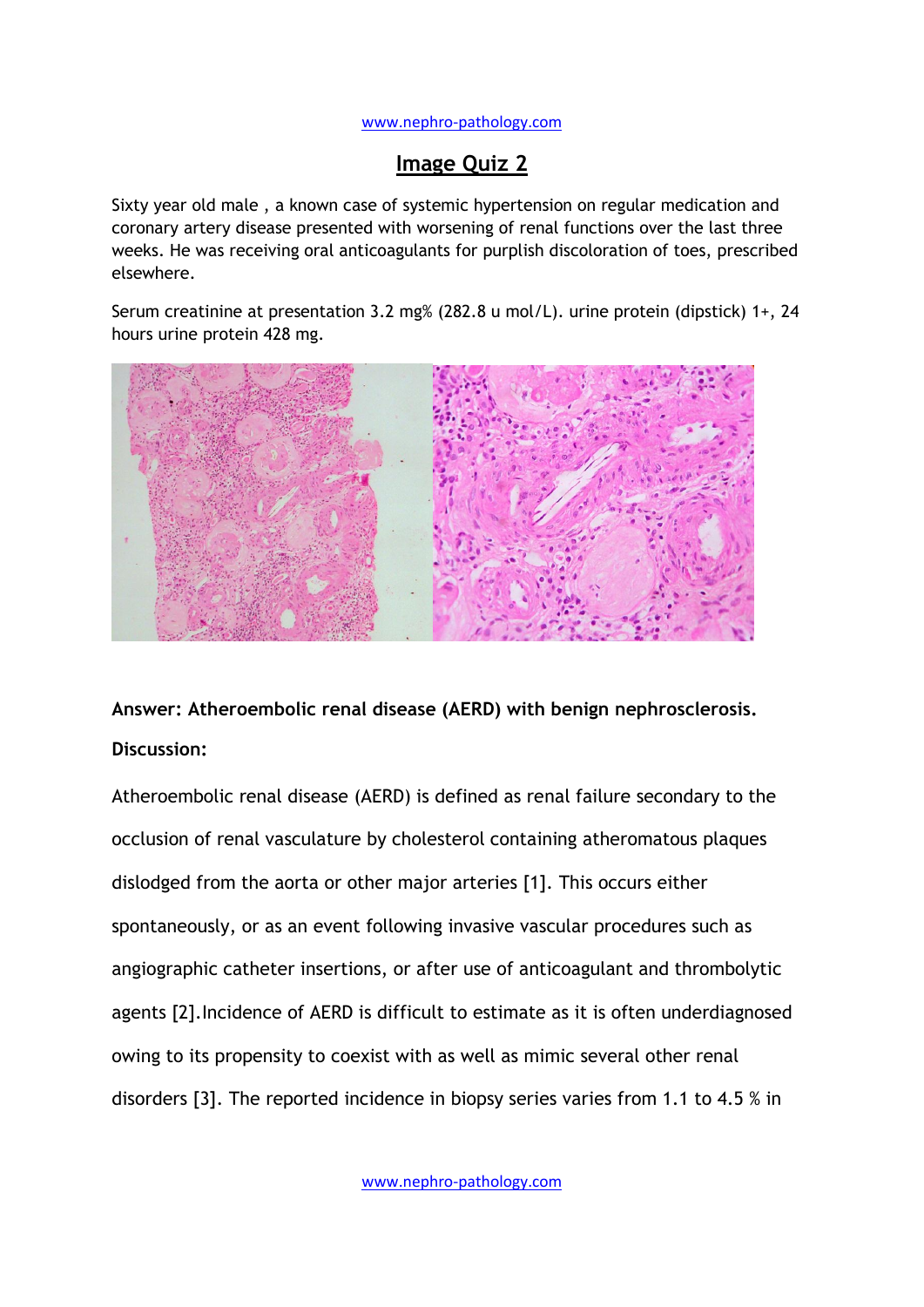# Image Quiz 2

Sixty year old male , a known case of systemic hypertension on regular medication and coronary artery disease presented with worsening of renal functions over the last three weeks. He was receiving oral anticoagulants for purplish discoloration of toes, prescribed elsewhere.

Serum creatinine at presentation 3.2 mg% (282.8 u mol/L). urine protein (dipstick) 1+, 24 hours urine protein 428 mg.

**Answer: Atheroembolic renal disease (AERD) with benign nephrosclerosis.**

**Discussion:**

Atheroembolic renal disease (AERD) is defined as renal failure secondary to the occlusion of renal vasculature by cholesterol containing atheromatous plaques dislodged from the aorta or other major arteries [1]. This occurs either spontaneously, or as an event following invasive vascular procedures such as angiographic catheter insertions, or after use of anticoagulant and thrombolytic agents [2].Incidence of AERD is difficult to estimate as it is often underdiagnosed owing to its propensity to coexist with as well as mimic several other renal disorders [3]. The reported incidence in biopsy series varies from 1.1 to 4.5 % in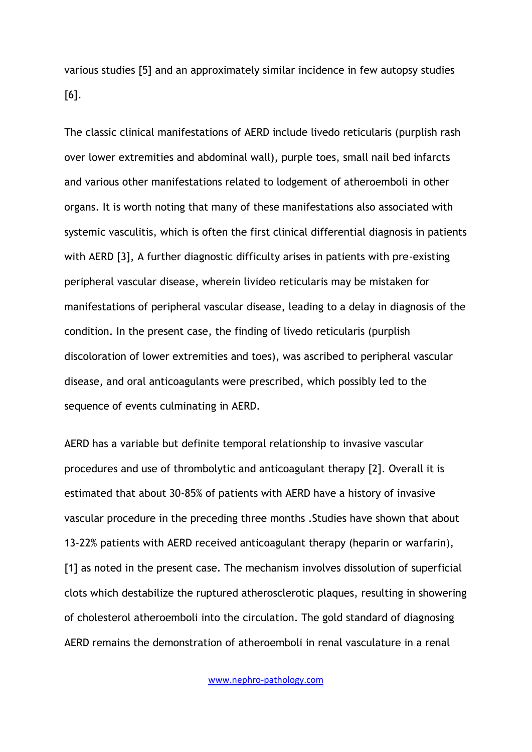various studies [5] and an approximately similar incidence in few autopsy studies [6].

The classic clinical manifestations of AERD include livedo reticularis (purplish rash over lower extremities and abdominal wall), purple toes, small nail bed infarcts and various other manifestations related to lodgement of atheroemboli in other organs. It is worth noting that many of these manifestations also associated with systemic vasculitis, which is often the first clinical differential diagnosis in patients with AERD [3], A further diagnostic difficulty arises in patients with pre-existing peripheral vascular disease, wherein livideo reticularis may be mistaken for manifestations of peripheral vascular disease, leading to a delay in diagnosis of the condition. In the present case, the finding of livedo reticularis (purplish discoloration of lower extremities and toes), was ascribed to peripheral vascular disease, and oral anticoagulants were prescribed, which possibly led to the sequence of events culminating in AERD.

AERD has a variable but definite temporal relationship to invasive vascular procedures and use of thrombolytic and anticoagulant therapy [2]. Overall it is estimated that about 30-85% of patients with AERD have a history of invasive vascular procedure in the preceding three months .Studies have shown that about 13-22% patients with AERD received anticoagulant therapy (heparin or warfarin), [1] as noted in the present case. The mechanism involves dissolution of superficial clots which destabilize the ruptured atherosclerotic plaques, resulting in showering of cholesterol atheroemboli into the circulation. The gold standard of diagnosing AERD remains the demonstration of atheroemboli in renal vasculature in a renal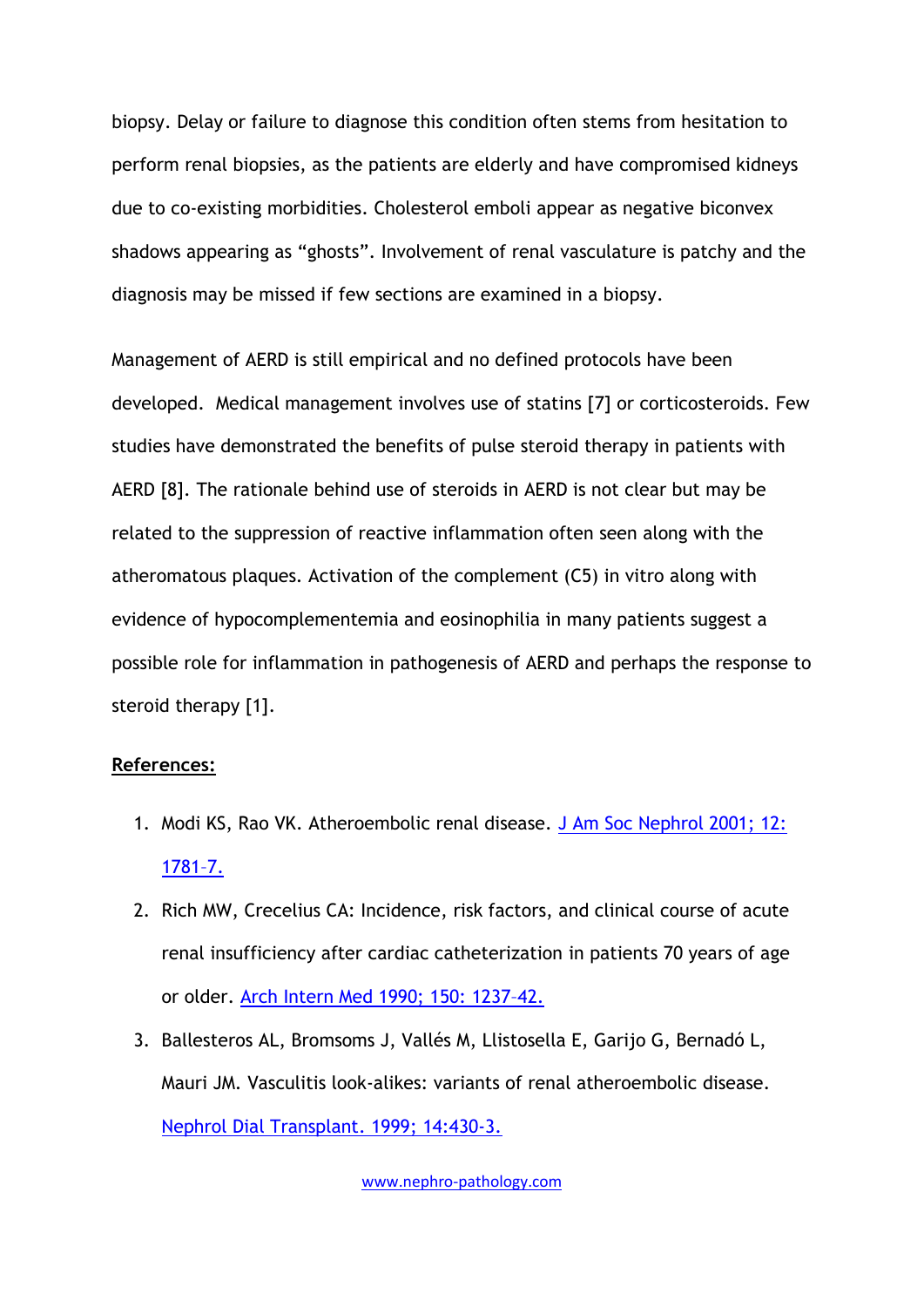biopsy. Delay or failure to diagnose this condition often stems from hesitation to perform renal biopsies, as the patients are elderly and have compromised kidneys due to co-existing morbidities. Cholesterol emboli appear as negative biconvex shadows appearing as “ghosts”. Involvement of renal vasculature is patchy and the diagnosis may be missed if few sections are examined in a biopsy.

Management of AERD is still empirical and no defined protocols have been developed. Medical management involves use of statins [7] or corticosteroids. Few studies have demonstrated the benefits of pulse steroid therapy in patients with AERD [8]. The rationale behind use of steroids in AERD is not clear but may be related to the suppression of reactive inflammation often seen along with the atheromatous plaques. Activation of the complement (C5) in vitro along with evidence of hypocomplementemia and eosinophilia in many patients suggest a possible role for inflammation in pathogenesis of AERD and perhaps the response to steroid therapy [1].

**References:**

1. Modi KS, Rao VK. Atheroembolic renal disease. J Am Soc Nephrol 2001; 12: 1781–7.
2. Rich MW, Crecelius CA: Incidence, risk factors, and clinical course of acute renal insufficiency after cardiac catheterization in patients 70 years of age or older. Arch Intern Med 1990; 150: 1237–42.
3. Ballesteros AL, Bromsoms J, Vallés M, Llistosella E, Garijo G, Bernadó L, Mauri JM. Vasculitis look-alikes: variants of renal atheroembolic disease. Nephrol Dial Transplant. 1999; 14:430-3.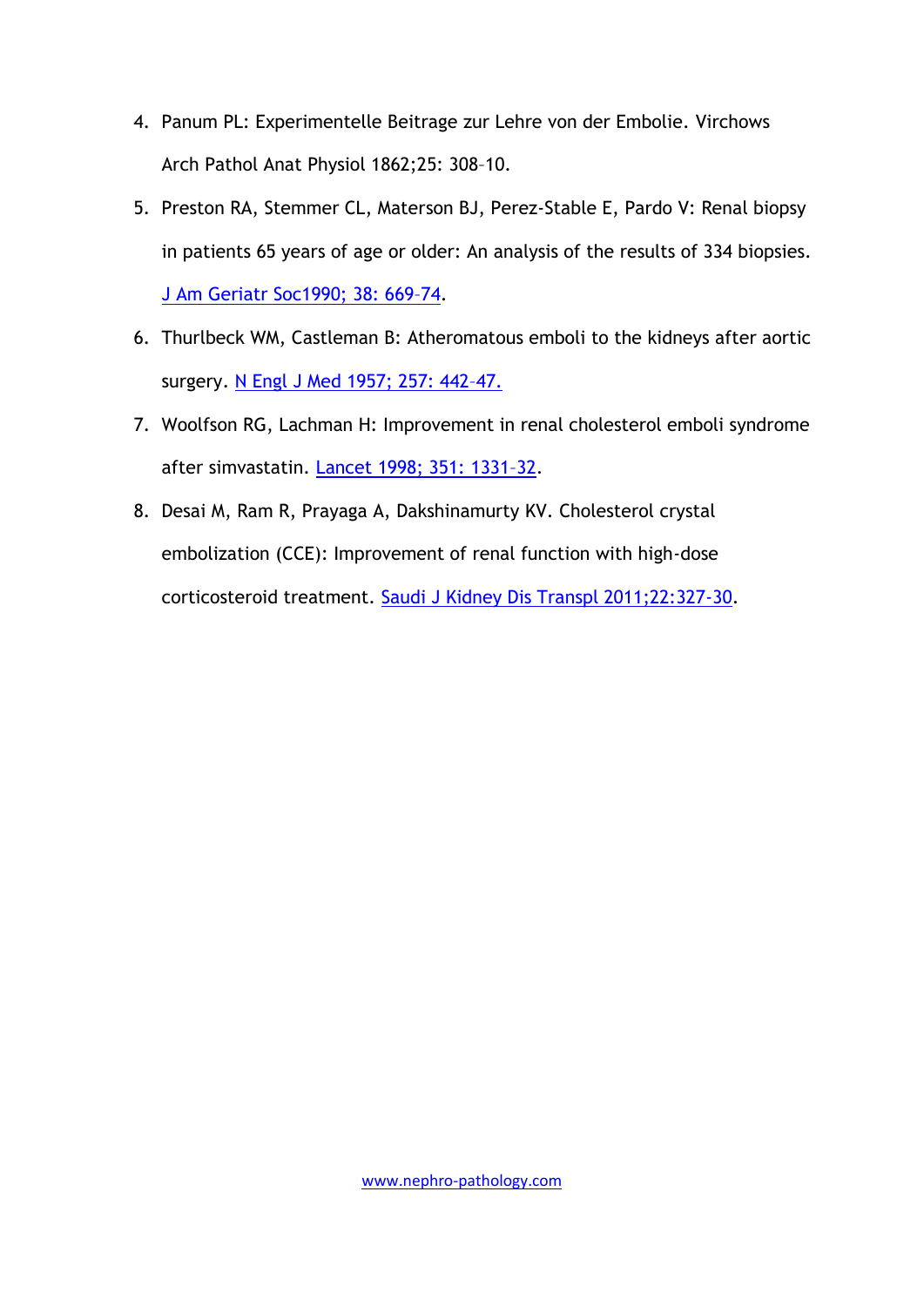4. Panum PL: Experimentelle Beitrage zur Lehre von der Embolie. Virchows Arch Pathol Anat Physiol 1862;25: 308–10.
5. Preston RA, Stemmer CL, Materson BJ, Perez-Stable E, Pardo V: Renal biopsy in patients 65 years of age or older: An analysis of the results of 334 biopsies. J Am Geriatr Soc1990; 38: 669–74.
6. Thurlbeck WM, Castleman B: Atheromatous emboli to the kidneys after aortic surgery. N Engl J Med 1957; 257: 442–47.
7. Woolfson RG, Lachman H: Improvement in renal cholesterol emboli syndrome after simvastatin. Lancet 1998; 351: 1331–32.
8. Desai M, Ram R, Prayaga A, Dakshinamurty KV. Cholesterol crystal embolization (CCE): Improvement of renal function with high-dose corticosteroid treatment. Saudi J Kidney Dis Transpl 2011;22:327-30.

www.nephro-pathology.com